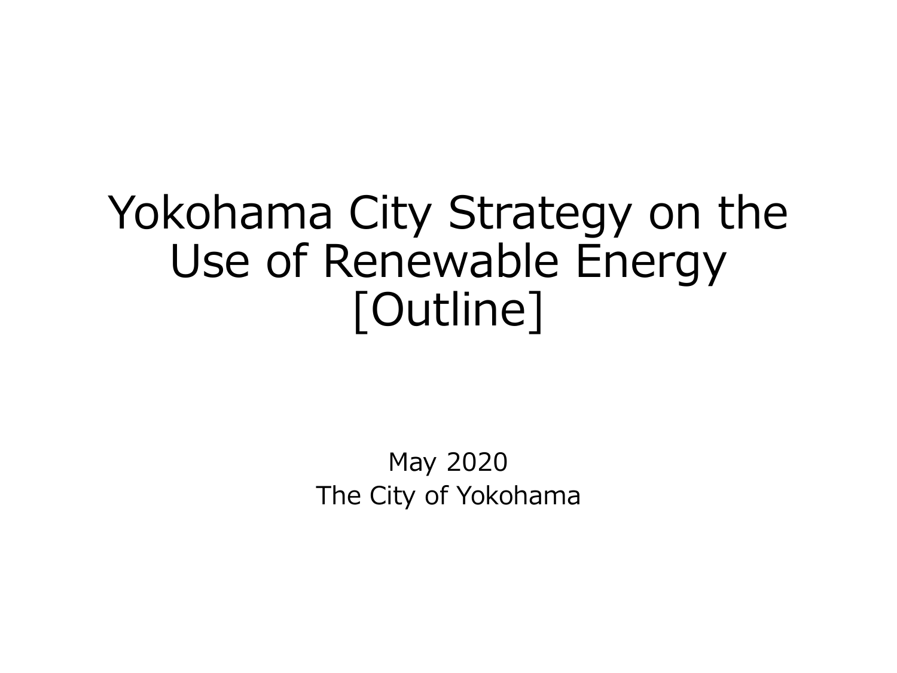# Yokohama City Strategy on the Use of Renewable Energy [Outline]

May 2020
The City of Yokohama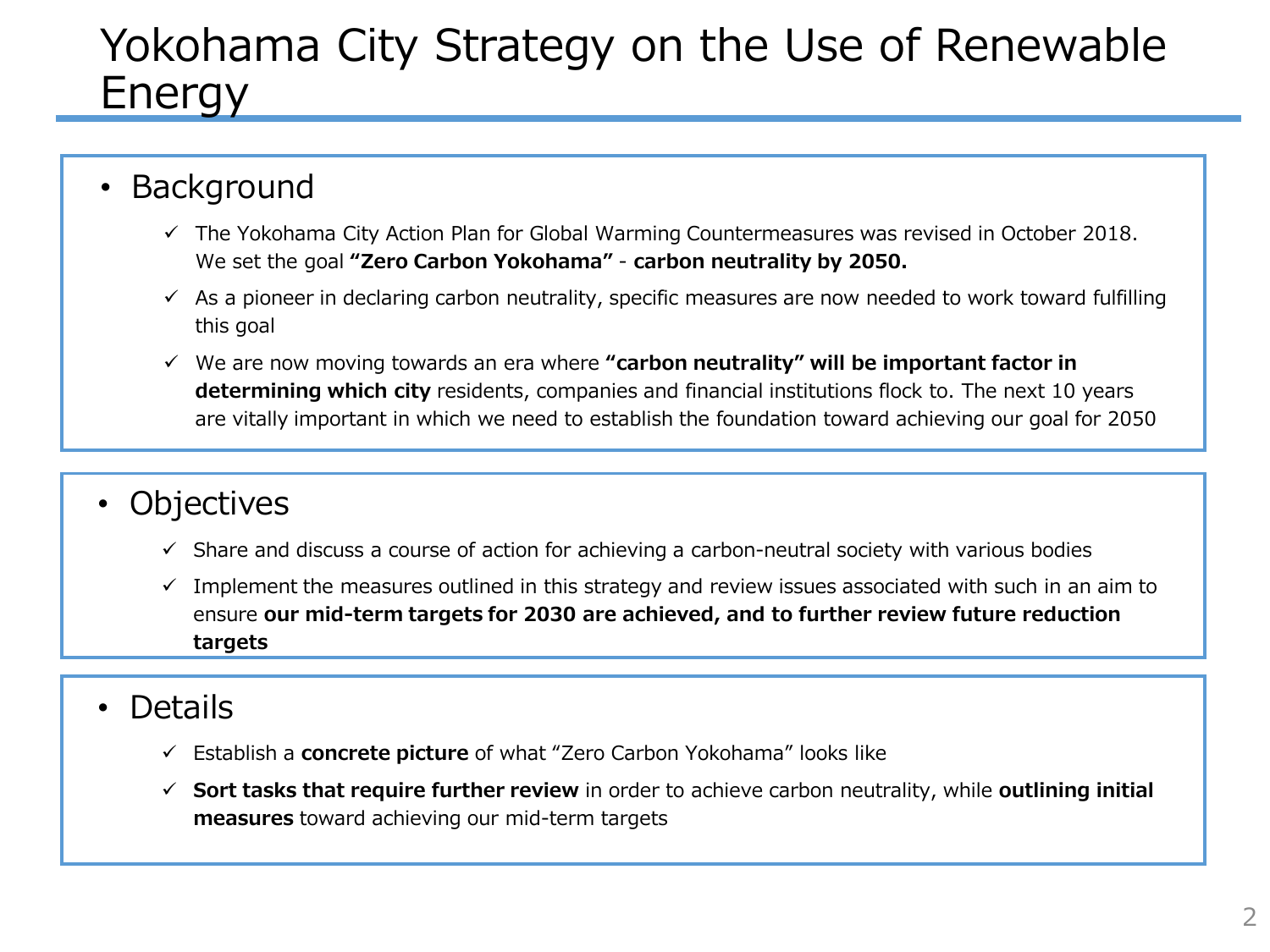# Yokohama City Strategy on the Use of Renewable Energy

## Background

- ✓ The Yokohama City Action Plan for Global Warming Countermeasures was revised in October 2018. We set the goal **"Zero Carbon Yokohama"** - **carbon neutrality by 2050.**
- ✓ As a pioneer in declaring carbon neutrality, specific measures are now needed to work toward fulfilling this goal
- ✓ We are now moving towards an era where **"carbon neutrality" will be important factor in determining which city** residents, companies and financial institutions flock to. The next 10 years are vitally important in which we need to establish the foundation toward achieving our goal for 2050

## Objectives

- ✓ Share and discuss a course of action for achieving a carbon-neutral society with various bodies
- ✓ Implement the measures outlined in this strategy and review issues associated with such in an aim to ensure **our mid-term targets for 2030 are achieved, and to further review future reduction targets**

## Details

- ✓ Establish a **concrete picture** of what "Zero Carbon Yokohama" looks like
- ✓ **Sort tasks that require further review** in order to achieve carbon neutrality, while **outlining initial measures** toward achieving our mid-term targets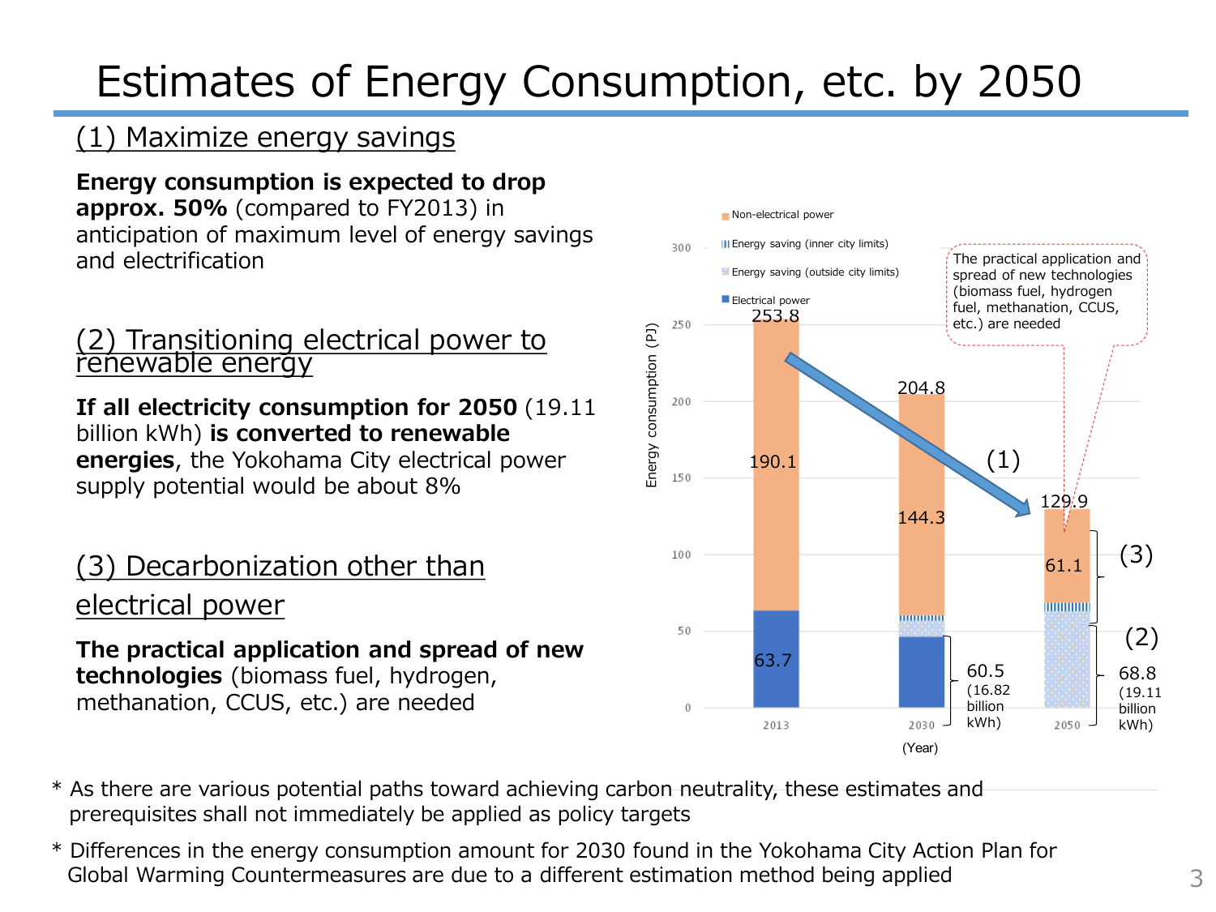# Estimates of Energy Consumption, etc. by 2050

## (1) Maximize energy savings

**Energy consumption is expected to drop approx. 50%** (compared to FY2013) in anticipation of maximum level of energy savings and electrification

## (2) Transitioning electrical power to renewable energy

**If all electricity consumption for 2050** (19.11 billion kWh) **is converted to renewable energies**, the Yokohama City electrical power supply potential would be about 8%

## (3) Decarbonization other than electrical power

**The practical application and spread of new technologies** (biomass fuel, hydrogen, methanation, CCUS, etc.) are needed

Legend: Non-electrical power; Energy saving (inner city limits); Energy saving (outside city limits); Electrical power

Energy consumption (PJ)

| (Year) | 2013 | 2030 | 2050 |
|---|---|---|---|
| Total | 253.8 | 204.8 | 129.9 |
| Non-electrical power | 190.1 | 144.3 | 61.1 |
| Electrical power | 63.7 | 60.5 (16.82 billion kWh) | 68.8 (19.11 billion kWh) |

The practical application and spread of new technologies (biomass fuel, hydrogen fuel, methanation, CCUS, etc.) are needed

\* As there are various potential paths toward achieving carbon neutrality, these estimates and prerequisites shall not immediately be applied as policy targets

\* Differences in the energy consumption amount for 2030 found in the Yokohama City Action Plan for Global Warming Countermeasures are due to a different estimation method being applied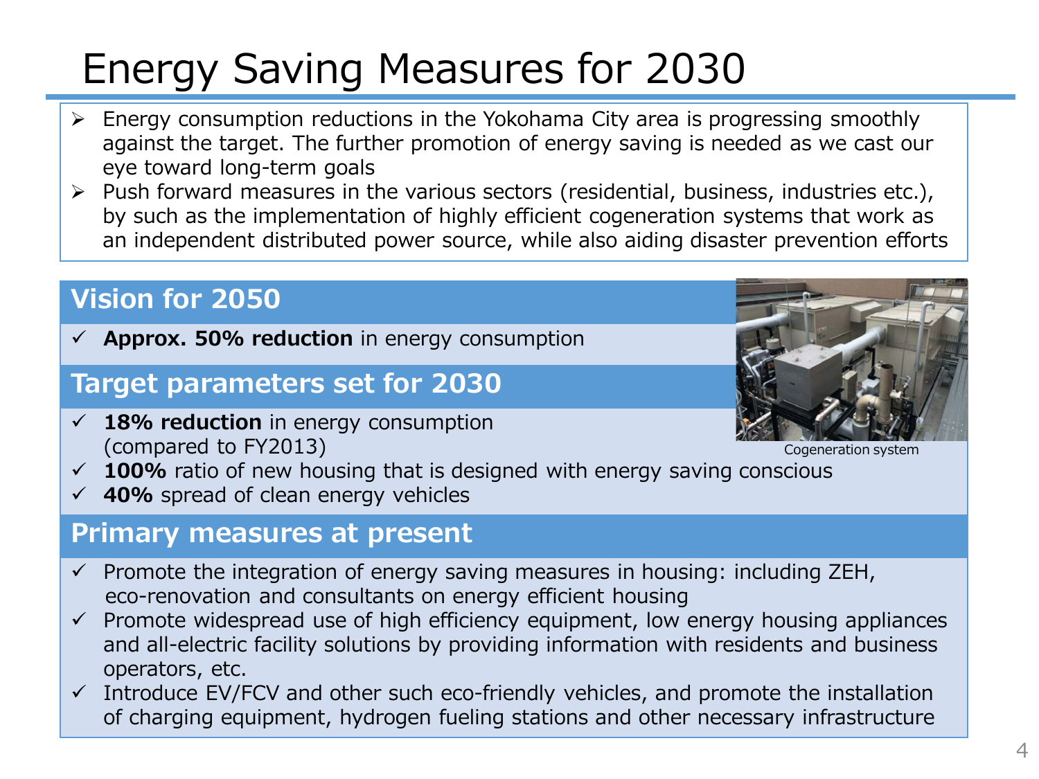# Energy Saving Measures for 2030

- Energy consumption reductions in the Yokohama City area is progressing smoothly against the target. The further promotion of energy saving is needed as we cast our eye toward long-term goals
- Push forward measures in the various sectors (residential, business, industries etc.), by such as the implementation of highly efficient cogeneration systems that work as an independent distributed power source, while also aiding disaster prevention efforts

## Vision for 2050

- ✓ **Approx. 50% reduction** in energy consumption

## Target parameters set for 2030

- ✓ **18% reduction** in energy consumption (compared to FY2013)
- ✓ **100%** ratio of new housing that is designed with energy saving conscious
- ✓ **40%** spread of clean energy vehicles

Cogeneration system

## Primary measures at present

- ✓ Promote the integration of energy saving measures in housing: including ZEH, eco-renovation and consultants on energy efficient housing
- ✓ Promote widespread use of high efficiency equipment, low energy housing appliances and all-electric facility solutions by providing information with residents and business operators, etc.
- ✓ Introduce EV/FCV and other such eco-friendly vehicles, and promote the installation of charging equipment, hydrogen fueling stations and other necessary infrastructure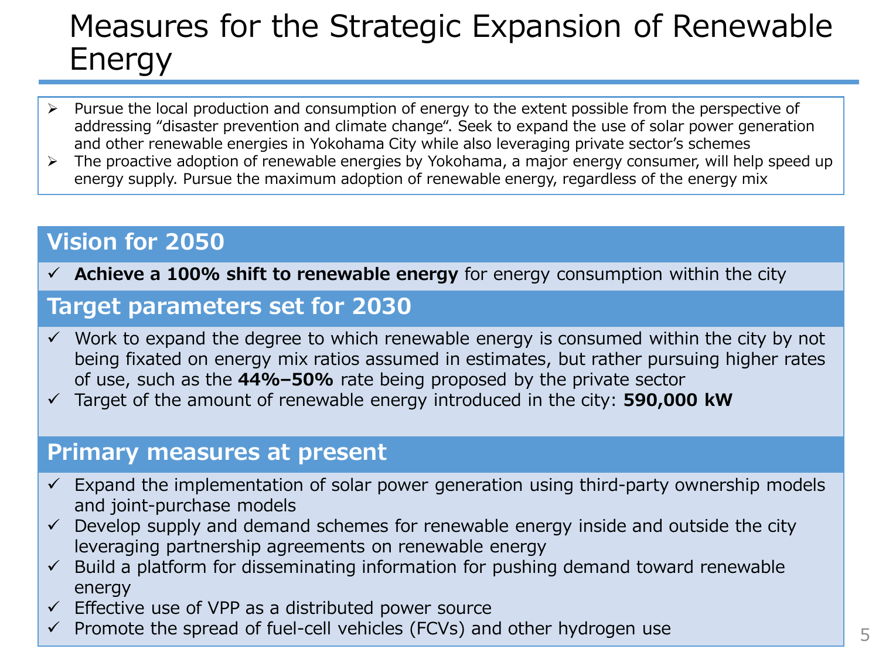# Measures for the Strategic Expansion of Renewable Energy

- Pursue the local production and consumption of energy to the extent possible from the perspective of addressing "disaster prevention and climate change". Seek to expand the use of solar power generation and other renewable energies in Yokohama City while also leveraging private sector's schemes
- The proactive adoption of renewable energies by Yokohama, a major energy consumer, will help speed up energy supply. Pursue the maximum adoption of renewable energy, regardless of the energy mix

## Vision for 2050

- ✓ **Achieve a 100% shift to renewable energy** for energy consumption within the city

## Target parameters set for 2030

- ✓ Work to expand the degree to which renewable energy is consumed within the city by not being fixated on energy mix ratios assumed in estimates, but rather pursuing higher rates of use, such as the **44%–50%** rate being proposed by the private sector
- ✓ Target of the amount of renewable energy introduced in the city: **590,000 kW**

## Primary measures at present

- ✓ Expand the implementation of solar power generation using third-party ownership models and joint-purchase models
- ✓ Develop supply and demand schemes for renewable energy inside and outside the city leveraging partnership agreements on renewable energy
- ✓ Build a platform for disseminating information for pushing demand toward renewable energy
- ✓ Effective use of VPP as a distributed power source
- ✓ Promote the spread of fuel-cell vehicles (FCVs) and other hydrogen use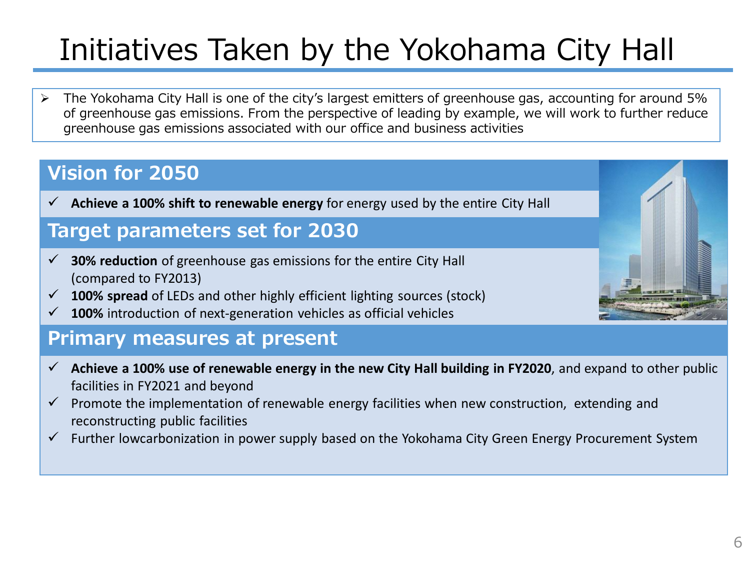# Initiatives Taken by the Yokohama City Hall

- The Yokohama City Hall is one of the city's largest emitters of greenhouse gas, accounting for around 5% of greenhouse gas emissions. From the perspective of leading by example, we will work to further reduce greenhouse gas emissions associated with our office and business activities

## Vision for 2050

- ✓ **Achieve a 100% shift to renewable energy** for energy used by the entire City Hall

## Target parameters set for 2030

- ✓ **30% reduction** of greenhouse gas emissions for the entire City Hall (compared to FY2013)
- ✓ **100% spread** of LEDs and other highly efficient lighting sources (stock)
- ✓ **100%** introduction of next-generation vehicles as official vehicles

## Primary measures at present

- ✓ **Achieve a 100% use of renewable energy in the new City Hall building in FY2020**, and expand to other public facilities in FY2021 and beyond
- ✓ Promote the implementation of renewable energy facilities when new construction, extending and reconstructing public facilities
- ✓ Further lowcarbonization in power supply based on the Yokohama City Green Energy Procurement System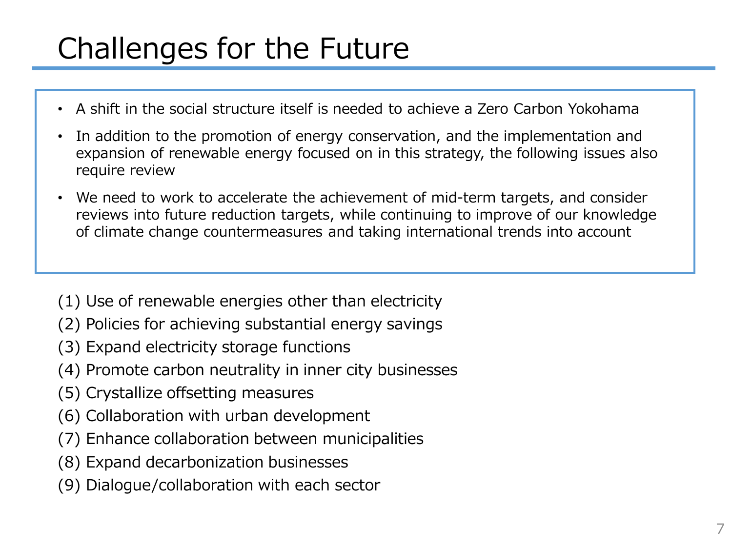# Challenges for the Future

- A shift in the social structure itself is needed to achieve a Zero Carbon Yokohama
- In addition to the promotion of energy conservation, and the implementation and expansion of renewable energy focused on in this strategy, the following issues also require review
- We need to work to accelerate the achievement of mid-term targets, and consider reviews into future reduction targets, while continuing to improve of our knowledge of climate change countermeasures and taking international trends into account

(1) Use of renewable energies other than electricity

(2) Policies for achieving substantial energy savings

(3) Expand electricity storage functions

(4) Promote carbon neutrality in inner city businesses

(5) Crystallize offsetting measures

(6) Collaboration with urban development

(7) Enhance collaboration between municipalities

(8) Expand decarbonization businesses

(9) Dialogue/collaboration with each sector